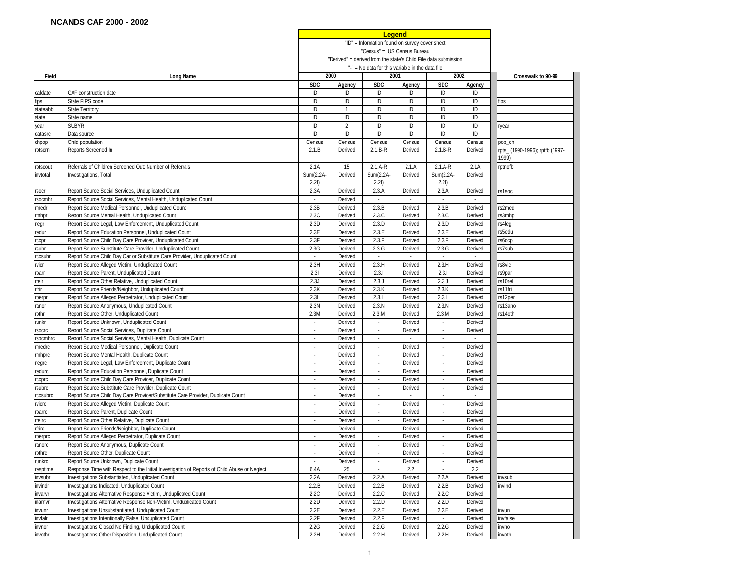## NCANDS CAF 2000 - 2002

| Legend |
|---|
| "ID" = Information found on survey cover sheet |
| "Census" = US Census Bureau |
| "Derived" = derived from the state's Child File data submission |
| "-" = No data for this variable in the data file |

| Field | Long Name | 2000 | | 2001 | | 2002 | | Crosswalk to 90-99 |
|---|---|---|---|---|---|---|---|---|
| | | SDC | Agency | SDC | Agency | SDC | Agency | |
| cafdate | CAF construction date | ID | ID | ID | ID | ID | ID | |
| fips | State FIPS code | ID | ID | ID | ID | ID | ID | fips |
| stateabb | State Territory | ID | 1 | ID | ID | ID | ID | |
| state | State name | ID | ID | ID | ID | ID | ID | |
| year | SUBYR | ID | 2 | ID | ID | ID | ID | ryear |
| datasrc | Data source | ID | ID | ID | ID | ID | ID | |
| chpop | Child population | Census | Census | Census | Census | Census | Census | pop_ch |
| rptscrn | Reports Screened In | 2.1.B | Derived | 2.1.B-R | Derived | 2.1.B-R | Derived | rpts_ (1990-1996); rptfb (1997-1999) |
| rptscout | Referrals of Children Screened Out: Number of Referrals | 2.1A | 15 | 2.1.A-R | 2.1.A | 2.1.A-R | 2.1A | rptnofb |
| invtotal | Investigations, Total | Sum(2.2A-2.2I) | Derived | Sum(2.2A-2.2I) | Derived | Sum(2.2A-2.2I) | Derived | |
| rsocr | Report Source Social Services, Unduplicated Count | 2.3A | Derived | 2.3.A | Derived | 2.3.A | Derived | rs1soc |
| rsocmhr | Report Source Social Services, Mental Health, Unduplicated Count | - | Derived | - | - | - | - | |
| rmedr | Report Source Medical Personnel, Unduplicated Count | 2.3B | Derived | 2.3.B | Derived | 2.3.B | Derived | rs2med |
| rmhpr | Report Source Mental Health, Unduplicated Count | 2.3C | Derived | 2.3.C | Derived | 2.3.C | Derived | rs3mhp |
| rlegr | Report Source Legal, Law Enforcement, Unduplicated Count | 2.3D | Derived | 2.3.D | Derived | 2.3.D | Derived | rs4leg |
| redur | Report Source Education Personnel, Unduplicated Count | 2.3E | Derived | 2.3.E | Derived | 2.3.E | Derived | rs5edu |
| rccpr | Report Source Child Day Care Provider, Unduplicated Count | 2.3F | Derived | 2.3.F | Derived | 2.3.F | Derived | rs6ccp |
| rsubr | Report Source Substitute Care Provider, Unduplicated Count | 2.3G | Derived | 2.3.G | Derived | 2.3.G | Derived | rs7sub |
| rccsubr | Report Source Child Day Car or Substitute Care Provider, Unduplicated Count | - | Derived | - | - | - | - | |
| rvicr | Report Source Alleged Victim, Unduplicated Count | 2.3H | Derived | 2.3.H | Derived | 2.3.H | Derived | rs8vic |
| rparr | Report Source Parent, Unduplicated Count | 2.3I | Derived | 2.3.I | Derived | 2.3.I | Derived | rs9par |
| rrelr | Report Source Other Relative, Unduplicated Count | 2.3J | Derived | 2.3.J | Derived | 2.3.J | Derived | rs10rel |
| rfrir | Report Source Friends/Neighbor, Unduplicated Count | 2.3K | Derived | 2.3.K | Derived | 2.3.K | Derived | rs11fri |
| rperpr | Report Source Alleged Perpetrator, Unduplicated Count | 2.3L | Derived | 2.3.L | Derived | 2.3.L | Derived | rs12per |
| ranor | Report Source Anonymous, Unduplicated Count | 2.3N | Derived | 2.3.N | Derived | 2.3.N | Derived | rs13ano |
| rothr | Report Source Other, Unduplicated Count | 2.3M | Derived | 2.3.M | Derived | 2.3.M | Derived | rs14oth |
| runkr | Report Source Unknown, Unduplicated Count | - | Derived | - | Derived | - | Derived | |
| rsocrc | Report Source Social Services, Duplicate Count | - | Derived | - | Derived | - | Derived | |
| rsocmhrc | Report Source Social Services, Mental Health, Duplicate Count | - | Derived | - | - | - | - | |
| rmedrc | Report Source Medical Personnel, Duplicate Count | - | Derived | - | Derived | - | Derived | |
| rmhprc | Report Source Mental Health, Duplicate Count | - | Derived | - | Derived | - | Derived | |
| rlegrc | Report Source Legal, Law Enforcement, Duplicate Count | - | Derived | - | Derived | - | Derived | |
| redurc | Report Source Education Personnel, Duplicate Count | - | Derived | - | Derived | - | Derived | |
| rccprc | Report Source Child Day Care Provider, Duplicate Count | - | Derived | - | Derived | - | Derived | |
| rsubrc | Report Source Substitute Care Provider, Duplicate Count | - | Derived | - | Derived | - | Derived | |
| rccsubrc | Report Source Child Day Care Provider/Substitute Care Provider, Duplicate Count | - | Derived | - | - | - | - | |
| rvicrc | Report Source Alleged Victim, Duplicate Count | - | Derived | - | Derived | - | Derived | |
| rparrc | Report Source Parent, Duplicate Count | - | Derived | - | Derived | - | Derived | |
| rrelrc | Report Source Other Relative, Duplicate Count | - | Derived | - | Derived | - | Derived | |
| rfrirc | Report Source Friends/Neighbor, Duplicate Count | - | Derived | - | Derived | - | Derived | |
| rperprc | Report Source Alleged Perpetrator, Duplicate Count | - | Derived | - | Derived | - | Derived | |
| ranorc | Report Source Anonymous, Duplicate Count | - | Derived | - | Derived | - | Derived | |
| rothrc | Report Source Other, Duplicate Count | - | Derived | - | Derived | - | Derived | |
| runkrc | Report Source Unknown, Duplicate Count | - | Derived | - | Derived | - | Derived | |
| resptime | Response Time with Respect to the Initial Investigation of Reports of Child Abuse or Neglect | 6.4A | 25 | - | 2.2 | - | 2.2 | |
| invsubr | Investigations Substantiated, Unduplicated Count | 2.2A | Derived | 2.2.A | Derived | 2.2.A | Derived | invsub |
| invindr | Investigations Indicated, Unduplicated Count | 2.2.B | Derived | 2.2.B | Derived | 2.2.B | Derived | invind |
| invarvr | Investigations Alternative Response Victim, Unduplicated Count | 2.2C | Derived | 2.2.C | Derived | 2.2.C | Derived | |
| inarnvr | Investigations Alternative Response Non-Victim, Unduplicated Count | 2.2D | Derived | 2.2.D | Derived | 2.2.D | Derived | |
| invunr | Investigations Unsubstantiated, Unduplicated Count | 2.2E | Derived | 2.2.E | Derived | 2.2.E | Derived | invun |
| invfalr | Investigations Intentionally False, Unduplicated Count | 2.2F | Derived | 2.2.F | Derived | - | Derived | invfalse |
| invnor | Investigations Closed No Finding, Unduplicated Count | 2.2G | Derived | 2.2.G | Derived | 2.2.G | Derived | invno |
| invothr | Investigations Other Disposition, Unduplicated Count | 2.2H | Derived | 2.2.H | Derived | 2.2.H | Derived | invoth |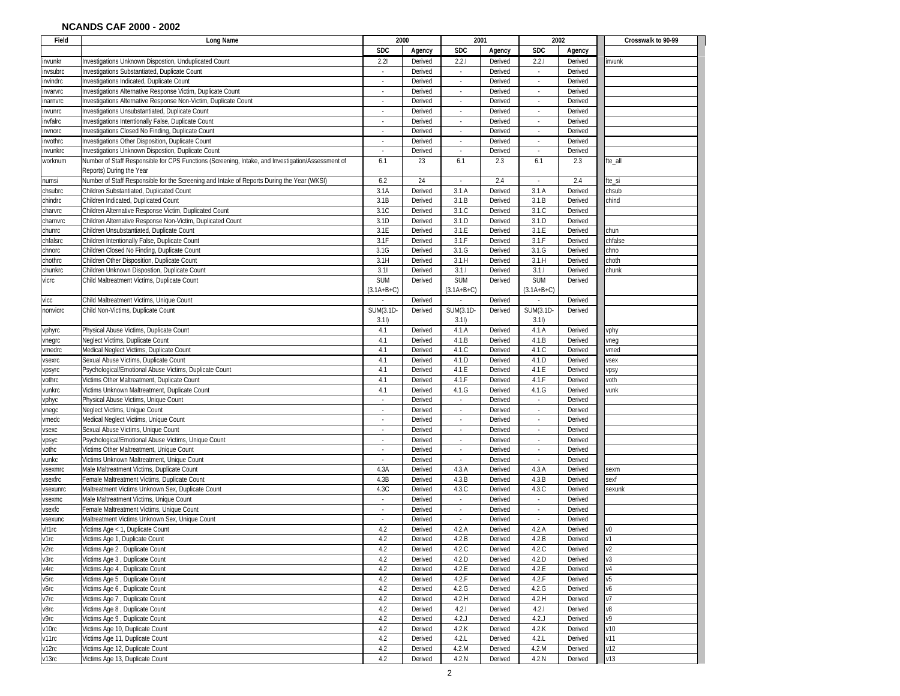## NCANDS CAF 2000 - 2002

| Field | Long Name | 2000 | | 2001 | | 2002 | | Crosswalk to 90-99 |
|---|---|---|---|---|---|---|---|---|
| | | SDC | Agency | SDC | Agency | SDC | Agency | |
| invunkr | Investigations Unknown Dispostion, Unduplicated Count | 2.2I | Derived | 2.2.I | Derived | 2.2.I | Derived | invunk |
| invsubrc | Investigations Substantiated, Duplicate Count | - | Derived | - | Derived | - | Derived | |
| invindrc | Investigations Indicated, Duplicate Count | - | Derived | - | Derived | - | Derived | |
| invarvrc | Investigations Alternative Response Victim, Duplicate Count | - | Derived | - | Derived | - | Derived | |
| inarnvrc | Investigations Alternative Response Non-Victim, Duplicate Count | - | Derived | - | Derived | - | Derived | |
| invunrc | Investigations Unsubstantiated, Duplicate Count | - | Derived | - | Derived | - | Derived | |
| invfalrc | Investigations Intentionally False, Duplicate Count | - | Derived | - | Derived | - | Derived | |
| invnorc | Investigations Closed No Finding, Duplicate Count | - | Derived | - | Derived | - | Derived | |
| invothrc | Investigations Other Disposition, Duplicate Count | - | Derived | - | Derived | - | Derived | |
| invunkrc | Investigations Unknown Dispostion, Duplicate Count | - | Derived | - | Derived | - | Derived | |
| worknum | Number of Staff Responsible for CPS Functions (Screening, Intake, and Investigation/Assessment of Reports) During the Year | 6.1 | 23 | 6.1 | 2.3 | 6.1 | 2.3 | fte_all |
| numsi | Number of Staff Responsible for the Screening and Intake of Reports During the Year (WKSI) | 6.2 | 24 | - | 2.4 | - | 2.4 | fte_si |
| chsubrc | Children Substantiated, Duplicated Count | 3.1A | Derived | 3.1.A | Derived | 3.1.A | Derived | chsub |
| chindrc | Children Indicated, Duplicated Count | 3.1B | Derived | 3.1.B | Derived | 3.1.B | Derived | chind |
| charvrc | Children Alternative Response Victim, Duplicated Count | 3.1C | Derived | 3.1.C | Derived | 3.1.C | Derived | |
| charnvrc | Children Alternative Response Non-Victim, Duplicated Count | 3.1D | Derived | 3.1.D | Derived | 3.1.D | Derived | |
| chunrc | Children Unsubstantiated, Duplicate Count | 3.1E | Derived | 3.1.E | Derived | 3.1.E | Derived | chun |
| chfalsrc | Children Intentionally False, Duplicate Count | 3.1F | Derived | 3.1.F | Derived | 3.1.F | Derived | chfalse |
| chnorc | Children Closed No Finding, Duplicate Count | 3.1G | Derived | 3.1.G | Derived | 3.1.G | Derived | chno |
| chothrc | Children Other Disposition, Duplicate Count | 3.1H | Derived | 3.1.H | Derived | 3.1.H | Derived | choth |
| chunkrc | Children Unknown Dispostion, Duplicate Count | 3.1I | Derived | 3.1.I | Derived | 3.1.I | Derived | chunk |
| vicrc | Child Maltreatment Victims, Duplicate Count | SUM (3.1A+B+C) | Derived | SUM (3.1A+B+C) | Derived | SUM (3.1A+B+C) | Derived | |
| vicc | Child Maltreatment Victims, Unique Count | - | Derived | - | Derived | - | Derived | |
| nonvicrc | Child Non-Victims, Duplicate Count | SUM(3.1D-3.1I) | Derived | SUM(3.1D-3.1I) | Derived | SUM(3.1D-3.1I) | Derived | |
| vphyrc | Physical Abuse Victims, Duplicate Count | 4.1 | Derived | 4.1.A | Derived | 4.1.A | Derived | vphy |
| vnegrc | Neglect Victims, Duplicate Count | 4.1 | Derived | 4.1.B | Derived | 4.1.B | Derived | vneg |
| vmedrc | Medical Neglect Victims, Duplicate Count | 4.1 | Derived | 4.1.C | Derived | 4.1.C | Derived | vmed |
| vsexrc | Sexual Abuse Victims, Duplicate Count | 4.1 | Derived | 4.1.D | Derived | 4.1.D | Derived | vsex |
| vpsyrc | Psychological/Emotional Abuse Victims, Duplicate Count | 4.1 | Derived | 4.1.E | Derived | 4.1.E | Derived | vpsy |
| vothrc | Victims Other Maltreatment, Duplicate Count | 4.1 | Derived | 4.1.F | Derived | 4.1.F | Derived | voth |
| vunkrc | Victims Unknown Maltreatment, Duplicate Count | 4.1 | Derived | 4.1.G | Derived | 4.1.G | Derived | vunk |
| vphyc | Physical Abuse Victims, Unique Count | - | Derived | - | Derived | - | Derived | |
| vnegc | Neglect Victims, Unique Count | - | Derived | - | Derived | - | Derived | |
| vmedc | Medical Neglect Victims, Unique Count | - | Derived | - | Derived | - | Derived | |
| vsexc | Sexual Abuse Victims, Unique Count | - | Derived | - | Derived | - | Derived | |
| vpsyc | Psychological/Emotional Abuse Victims, Unique Count | - | Derived | - | Derived | - | Derived | |
| vothc | Victims Other Maltreatment, Unique Count | - | Derived | - | Derived | - | Derived | |
| vunkc | Victims Unknown Maltreatment, Unique Count | - | Derived | - | Derived | - | Derived | |
| vsexmrc | Male Maltreatment Victims, Duplicate Count | 4.3A | Derived | 4.3.A | Derived | 4.3.A | Derived | sexm |
| vsexfrc | Female Maltreatment Victims, Duplicate Count | 4.3B | Derived | 4.3.B | Derived | 4.3.B | Derived | sexf |
| vsexunrc | Maltreatment Victims Unknown Sex, Duplicate Count | 4.3C | Derived | 4.3.C | Derived | 4.3.C | Derived | sexunk |
| vsexmc | Male Maltreatment Victims, Unique Count | - | Derived | - | Derived | - | Derived | |
| vsexfc | Female Maltreatment Victims, Unique Count | - | Derived | - | Derived | - | Derived | |
| vsexunc | Maltreatment Victims Unknown Sex, Unique Count | - | Derived | - | Derived | - | Derived | |
| vlt1rc | Victims Age < 1, Duplicate Count | 4.2 | Derived | 4.2.A | Derived | 4.2.A | Derived | v0 |
| v1rc | Victims Age 1, Duplicate Count | 4.2 | Derived | 4.2.B | Derived | 4.2.B | Derived | v1 |
| v2rc | Victims Age 2 , Duplicate Count | 4.2 | Derived | 4.2.C | Derived | 4.2.C | Derived | v2 |
| v3rc | Victims Age 3 , Duplicate Count | 4.2 | Derived | 4.2.D | Derived | 4.2.D | Derived | v3 |
| v4rc | Victims Age 4 , Duplicate Count | 4.2 | Derived | 4.2.E | Derived | 4.2.E | Derived | v4 |
| v5rc | Victims Age 5 , Duplicate Count | 4.2 | Derived | 4.2.F | Derived | 4.2.F | Derived | v5 |
| v6rc | Victims Age 6 , Duplicate Count | 4.2 | Derived | 4.2.G | Derived | 4.2.G | Derived | v6 |
| v7rc | Victims Age 7 , Duplicate Count | 4.2 | Derived | 4.2.H | Derived | 4.2.H | Derived | v7 |
| v8rc | Victims Age 8 , Duplicate Count | 4.2 | Derived | 4.2.I | Derived | 4.2.I | Derived | v8 |
| v9rc | Victims Age 9 , Duplicate Count | 4.2 | Derived | 4.2.J | Derived | 4.2.J | Derived | v9 |
| v10rc | Victims Age 10, Duplicate Count | 4.2 | Derived | 4.2.K | Derived | 4.2.K | Derived | v10 |
| v11rc | Victims Age 11, Duplicate Count | 4.2 | Derived | 4.2.L | Derived | 4.2.L | Derived | v11 |
| v12rc | Victims Age 12, Duplicate Count | 4.2 | Derived | 4.2.M | Derived | 4.2.M | Derived | v12 |
| v13rc | Victims Age 13, Duplicate Count | 4.2 | Derived | 4.2.N | Derived | 4.2.N | Derived | v13 |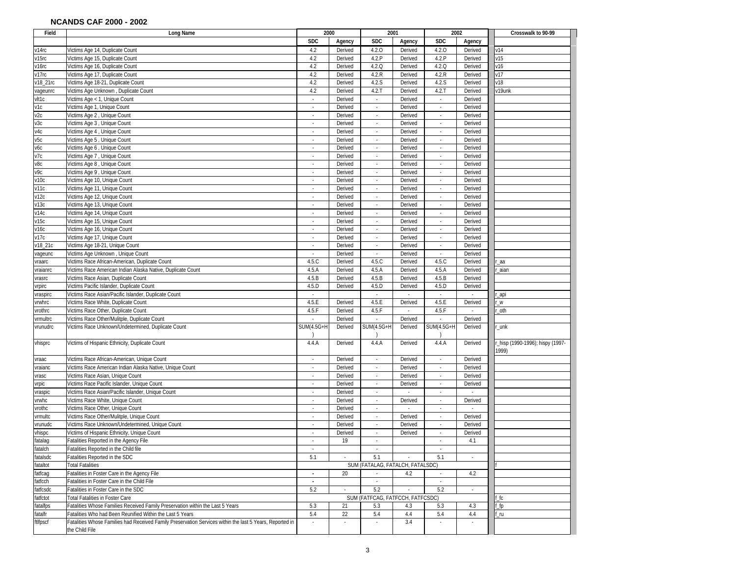**NCANDS CAF 2000 - 2002**

| Field | Long Name | 2000 | | 2001 | | 2002 | | Crosswalk to 90-99 |
|---|---|---|---|---|---|---|---|---|
| | | SDC | Agency | SDC | Agency | SDC | Agency | |
| v14rc | Victims Age 14, Duplicate Count | 4.2 | Derived | 4.2.O | Derived | 4.2.O | Derived | v14 |
| v15rc | Victims Age 15, Duplicate Count | 4.2 | Derived | 4.2.P | Derived | 4.2.P | Derived | v15 |
| v16rc | Victims Age 16, Duplicate Count | 4.2 | Derived | 4.2.Q | Derived | 4.2.Q | Derived | v16 |
| v17rc | Victims Age 17, Duplicate Count | 4.2 | Derived | 4.2.R | Derived | 4.2.R | Derived | v17 |
| v18_21rc | Victims Age 18-21, Duplicate Count | 4.2 | Derived | 4.2.S | Derived | 4.2.S | Derived | v18 |
| vageunrc | Victims Age Unknown , Duplicate Count | 4.2 | Derived | 4.2.T | Derived | 4.2.T | Derived | v19unk |
| vlt1c | Victims Age < 1, Unique Count | - | Derived | - | Derived | - | Derived | |
| v1c | Victims Age 1, Unique Count | - | Derived | - | Derived | - | Derived | |
| v2c | Victims Age 2 , Unique Count | - | Derived | - | Derived | - | Derived | |
| v3c | Victims Age 3 , Unique Count | - | Derived | - | Derived | - | Derived | |
| v4c | Victims Age 4 , Unique Count | - | Derived | - | Derived | - | Derived | |
| v5c | Victims Age 5 , Unique Count | - | Derived | - | Derived | - | Derived | |
| v6c | Victims Age 6 , Unique Count | - | Derived | - | Derived | - | Derived | |
| v7c | Victims Age 7 , Unique Count | - | Derived | - | Derived | - | Derived | |
| v8c | Victims Age 8 , Unique Count | - | Derived | - | Derived | - | Derived | |
| v9c | Victims Age 9 , Unique Count | - | Derived | - | Derived | - | Derived | |
| v10c | Victims Age 10, Unique Count | - | Derived | - | Derived | - | Derived | |
| v11c | Victims Age 11, Unique Count | - | Derived | - | Derived | - | Derived | |
| v12c | Victims Age 12, Unique Count | - | Derived | - | Derived | - | Derived | |
| v13c | Victims Age 13, Unique Count | - | Derived | - | Derived | - | Derived | |
| v14c | Victims Age 14, Unique Count | - | Derived | - | Derived | - | Derived | |
| v15c | Victims Age 15, Unique Count | - | Derived | - | Derived | - | Derived | |
| v16c | Victims Age 16, Unique Count | - | Derived | - | Derived | - | Derived | |
| v17c | Victims Age 17, Unique Count | - | Derived | - | Derived | - | Derived | |
| v18_21c | Victims Age 18-21, Unique Count | - | Derived | - | Derived | - | Derived | |
| vageunc | Victims Age Unknown , Unique Count | - | Derived | - | Derived | - | Derived | |
| vraarc | Victims Race African-American, Duplicate Count | 4.5.C | Derived | 4.5.C | Derived | 4.5.C | Derived | r_aa |
| vraianrc | Victims Race American Indian Alaska Native, Duplicate Count | 4.5.A | Derived | 4.5.A | Derived | 4.5.A | Derived | r_aian |
| vrasrc | Victims Race Asian, Duplicate Count | 4.5.B | Derived | 4.5.B | Derived | 4.5.B | Derived | |
| vrpirc | Victims Pacific Islander, Duplicate Count | 4.5.D | Derived | 4.5.D | Derived | 4.5.D | Derived | |
| vraspirc | Victims Race Asian/Pacific Islander, Duplicate Count | - | | - | - | - | - | r_api |
| vrwhrc | Victims Race White, Duplicate Count | 4.5.E | Derived | 4.5.E | Derived | 4.5.E | Derived | r_w |
| vrothrc | Victims Race Other, Duplicate Count | 4.5.F | Derived | 4.5.F | - | 4.5.F | - | r_oth |
| vrmultrc | Victims Race Other/Mulitple, Duplicate Count | - | Derived | - | Derived | - | Derived | |
| vrunudrc | Victims Race Unknown/Undetermined, Duplicate Count | SUM(4.5G+H) | Derived | SUM(4.5G+H) | Derived | SUM(4.5G+H) | Derived | r_unk |
| vhisprc | Victims of Hispanic Ethnicity, Duplicate Count | 4.4.A | Derived | 4.4.A | Derived | 4.4.A | Derived | r_hisp (1990-1996); hispy (1997-1999) |
| vraac | Victims Race African-American, Unique Count | - | Derived | - | Derived | - | Derived | |
| vraianc | Victims Race American Indian Alaska Native, Unique Count | - | Derived | - | Derived | - | Derived | |
| vrasc | Victims Race Asian, Unique Count | - | Derived | - | Derived | - | Derived | |
| vrpic | Victims Race Pacific Islander, Unique Count | - | Derived | - | Derived | - | Derived | |
| vraspic | Victims Race Asian/Pacific Islander, Unique Count | - | Derived | - | - | - | - | |
| vrwhc | Victims Race White, Unique Count | - | Derived | - | Derived | - | Derived | |
| vrothc | Victims Race Other, Unique Count | - | Derived | - | - | - | - | |
| vrmultc | Victims Race Other/Mulitple, Unique Count | - | Derived | - | Derived | - | Derived | |
| vrunudc | Victims Race Unknown/Undetermined, Unique Count | - | Derived | - | Derived | - | Derived | |
| vhispc | Victims of Hispanic Ethnicity, Unique Count | - | Derived | - | Derived | - | Derived | |
| fatalag | Fatalities Reported in the Agency File | - | 19 | - | | - | 4.1 | |
| fatalch | Fatalities Reported in the Child file | - | | - | | - | | |
| fatalsdc | Fatalities Reported in the SDC | 5.1 | - | 5.1 | - | 5.1 | - | |
| fataltot | Total Fatalities | SUM (FATALAG, FATALCH, FATALSDC) | | | | | | f |
| fatfcag | Fatalities in Foster Care in the Agency File | - | 20 | - | 4.2 | - | 4.2 | |
| fatfcch | Fatalities in Foster Care in the Child File | - | | - | | - | | |
| fatfcsdc | Fatalities in Foster Care in the SDC | 5.2 | - | 5.2 | - | 5.2 | - | |
| fatfctot | Total Fatalities in Foster Care | SUM (FATFCAG, FATFCCH, FATFCSDC) | | | | | | f_fc |
| fatalfps | Fatalities Whose Families Received Family Preservation within the Last 5 Years | 5.3 | 21 | 5.3 | 4.3 | 5.3 | 4.3 | f_fp |
| fatalfr | Fatalities Who had Been Reunified Within the Last 5 Years | 5.4 | 22 | 5.4 | 4.4 | 5.4 | 4.4 | f_ru |
| ftlfpscf | Fatalities Whose Families had Received Family Preservation Services within the last 5 Years, Reported in the Child File | - | - | - | 3.4 | - | - | |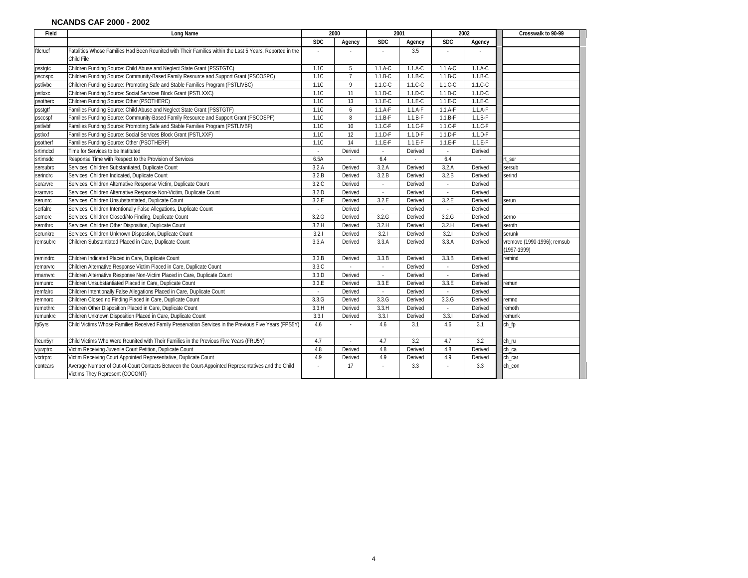## NCANDS CAF 2000 - 2002

| Field | Long Name | 2000 | | 2001 | | 2002 | | Crosswalk to 90-99 |
|---|---|---|---|---|---|---|---|---|
| | | SDC | Agency | SDC | Agency | SDC | Agency | |
| ftlcrucf | Fatalities Whose Families Had Been Reunited with Their Families within the Last 5 Years, Reported in the Child File | - | - | - | 3.5 | - | - | |
| psstgtc | Children Funding Source: Child Abuse and Neglect State Grant (PSSTGTC) | 1.1C | 5 | 1.1.A-C | 1.1.A-C | 1.1.A-C | 1.1.A-C | |
| pscospc | Children Funding Source: Community-Based Family Resource and Support Grant (PSCOSPC) | 1.1C | 7 | 1.1.B-C | 1.1.B-C | 1.1.B-C | 1.1.B-C | |
| pstlivbc | Children Funding Source: Promoting Safe and Stable Families Program (PSTLIVBC) | 1.1C | 9 | 1.1.C-C | 1.1.C-C | 1.1.C-C | 1.1.C-C | |
| pstlxxc | Children Funding Source: Social Services Block Grant (PSTLXXC) | 1.1C | 11 | 1.1.D-C | 1.1.D-C | 1.1.D-C | 1.1.D-C | |
| psotherc | Children Funding Source: Other (PSOTHERC) | 1.1C | 13 | 1.1.E-C | 1.1.E-C | 1.1.E-C | 1.1.E-C | |
| psstgtf | Families Funding Source: Child Abuse and Neglect State Grant (PSSTGTF) | 1.1C | 6 | 1.1.A-F | 1.1.A-F | 1.1.A-F | 1.1.A-F | |
| pscospf | Families Funding Source: Community-Based Family Resource and Support Grant (PSCOSPF) | 1.1C | 8 | 1.1.B-F | 1.1.B-F | 1.1.B-F | 1.1.B-F | |
| pstlivbf | Families Funding Source: Promoting Safe and Stable Families Program (PSTLIVBF) | 1.1C | 10 | 1.1.C-F | 1.1.C-F | 1.1.C-F | 1.1.C-F | |
| pstlxxf | Families Funding Source: Social Services Block Grant (PSTLXXF) | 1.1C | 12 | 1.1.D-F | 1.1.D-F | 1.1.D-F | 1.1.D-F | |
| psotherf | Families Funding Source: Other (PSOTHERF) | 1.1C | 14 | 1.1.E-F | 1.1.E-F | 1.1.E-F | 1.1.E-F | |
| srtimdcd | Time for Services to be Instituted | - | Derived | - | Derived | - | Derived | |
| srtimsdc | Response Time with Respect to the Provision of Services | 6.5A | - | 6.4 | - | 6.4 | - | rt_ser |
| sersubrc | Services, Children Substantiated, Duplicate Count | 3.2.A | Derived | 3.2.A | Derived | 3.2.A | Derived | sersub |
| serindrc | Services, Children Indicated, Duplicate Count | 3.2.B | Derived | 3.2.B | Derived | 3.2.B | Derived | serind |
| serarvrc | Services, Children Alternative Response Victim, Duplicate Count | 3.2.C | Derived | - | Derived | - | Derived | |
| srarnvrc | Services, Children Alternative Response Non-Victim, Duplicate Count | 3.2.D | Derived | - | Derived | - | Derived | |
| serunrc | Services, Children Unsubstantiated, Duplicate Count | 3.2.E | Derived | 3.2.E | Derived | 3.2.E | Derived | serun |
| serfalrc | Services, Children Intentionally False Allegations, Duplicate Count | - | Derived | - | Derived | - | Derived | |
| sernorc | Services, Children Closed/No Finding, Duplicate Count | 3.2.G | Derived | 3.2.G | Derived | 3.2.G | Derived | serno |
| serothrc | Services, Children Other Disposition, Duplicate Count | 3.2.H | Derived | 3.2.H | Derived | 3.2.H | Derived | seroth |
| serunkrc | Services, Children Unknown Dispostion, Duplicate Count | 3.2.I | Derived | 3.2.I | Derived | 3.2.I | Derived | serunk |
| remsubrc | Children Substantiated Placed in Care, Duplicate Count | 3.3.A | Derived | 3.3.A | Derived | 3.3.A | Derived | vremove (1990-1996); remsub (1997-1999) |
| remindrc | Children Indicated Placed in Care, Duplicate Count | 3.3.B | Derived | 3.3.B | Derived | 3.3.B | Derived | remind |
| remarvrc | Children Alternative Response Victim Placed in Care, Duplicate Count | 3.3.C | - | - | Derived | - | Derived | |
| rmarnvrc | Children Alternative Response Non-Victim Placed in Care, Duplicate Count | 3.3.D | Derived | - | Derived | - | Derived | |
| remunrc | Children Unsubstantiated Placed in Care, Duplicate Count | 3.3.E | Derived | 3.3.E | Derived | 3.3.E | Derived | remun |
| remfalrc | Children Intentionally False Allegations Placed in Care, Duplicate Count | - | Derived | - | Derived | - | Derived | |
| remnorc | Children Closed no Finding Placed in Care, Duplicate Count | 3.3.G | Derived | 3.3.G | Derived | 3.3.G | Derived | remno |
| remothrc | Children Other Disposition Placed in Care, Duplicate Count | 3.3.H | Derived | 3.3.H | Derived | - | Derived | remoth |
| remunkrc | Children Unknown Disposition Placed in Care, Duplicate Count | 3.3.I | Derived | 3.3.I | Derived | 3.3.I | Derived | remunk |
| fp5yrs | Child Victims Whose Families Received Family Preservation Services in the Previous Five Years (FPS5Y) | 4.6 | - | 4.6 | 3.1 | 4.6 | 3.1 | ch_fp |
| freun5yr | Child Victims Who Were Reunited with Their Families in the Previous Five Years (FRU5Y) | 4.7 | - | 4.7 | 3.2 | 4.7 | 3.2 | ch_ru |
| vjuvptrc | Victim Receiving Juvenile Court Petition, Duplicate Count | 4.8 | Derived | 4.8 | Derived | 4.8 | Derived | ch_ca |
| vcrtrprc | Victim Receiving Court Appointed Representative, Duplicate Count | 4.9 | Derived | 4.9 | Derived | 4.9 | Derived | ch_car |
| contcars | Average Number of Out-of-Court Contacts Between the Court-Appointed Representatives and the Child Victims They Represent (COCONT) | - | 17 | - | 3.3 | - | 3.3 | ch_con |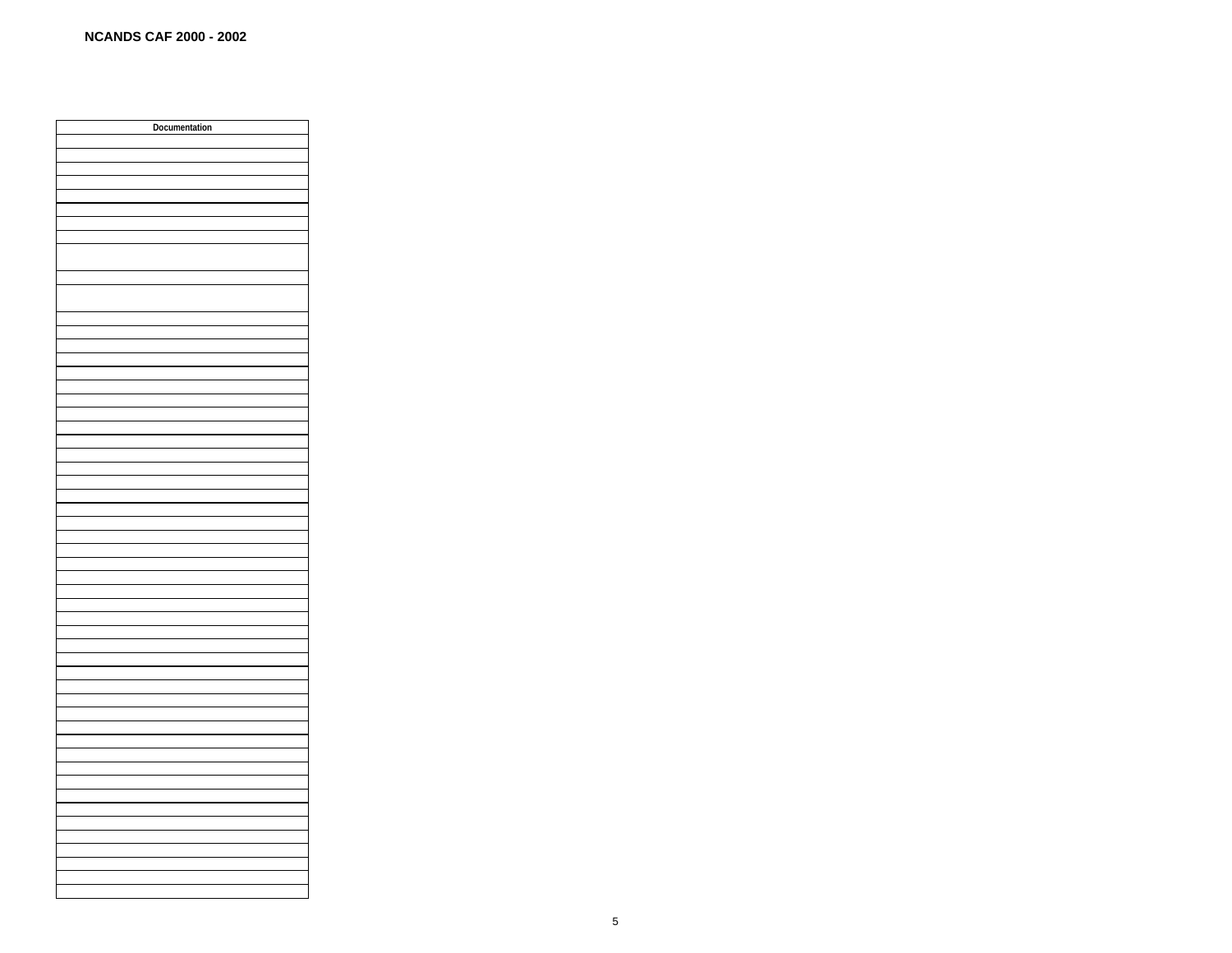| Documentation |
| --- |
| |
| |
| |
| |
| |
| |
| |
| |
| |
| |
| |
| |
| |
| |
| |
| |
| |
| |
| |
| |
| |
| |
| |
| |
| |
| |
| |
| |
| |
| |
| |
| |
| |
| |
| |
| |
| |
| |
| |
| |
| |
| |
| |
| |
| |
| |
| |
| |
| |
| |
| |
| |
| |
| |
| |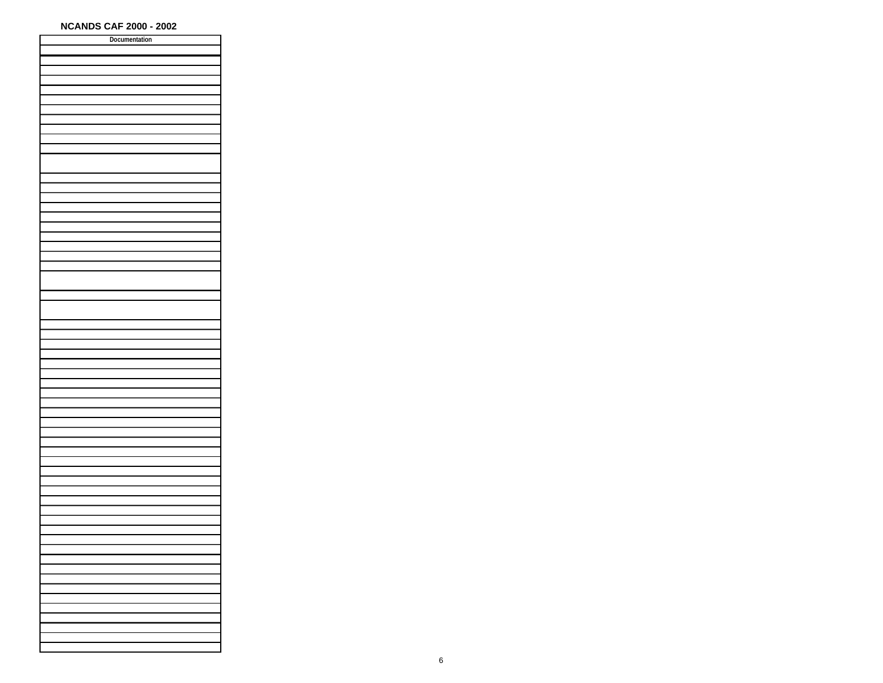**NCANDS CAF 2000 - 2002**

| Documentation |
| --- |
| |
| |
| |
| |
| |
| |
| |
| |
| |
| |
| |
| |
| |
| |
| |
| |
| |
| |
| |
| |
| |
| |
| |
| |
| |
| |
| |
| |
| |
| |
| |
| |
| |
| |
| |
| |
| |
| |
| |
| |
| |
| |
| |
| |
| |
| |
| |
| |
| |
| |
| |
| |
| |
| |
| |
| |
| |
| |
| |
| |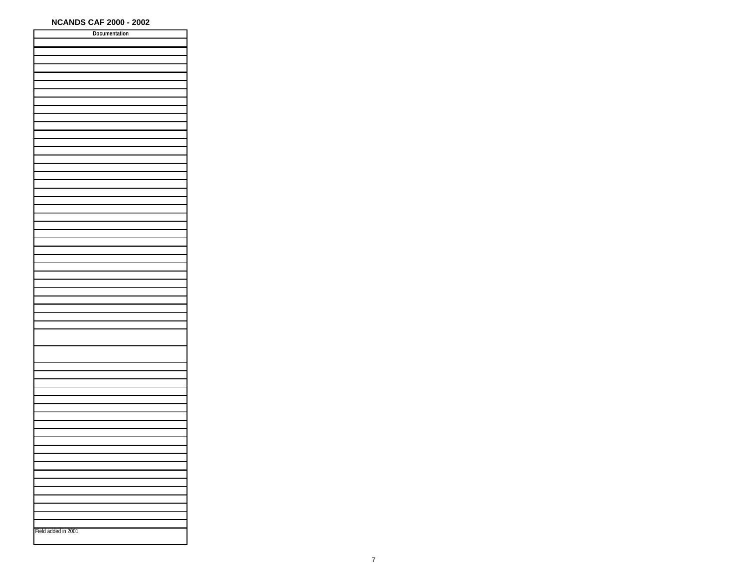**NCANDS CAF 2000 - 2002**

| Documentation |
|---|
| |
| |
| |
| |
| |
| |
| |
| |
| |
| |
| |
| |
| |
| |
| |
| |
| |
| |
| |
| |
| |
| |
| |
| |
| |
| |
| |
| |
| |
| |
| |
| |
| |
| |
| |
| |
| |
| |
| |
| |
| |
| |
| |
| |
| |
| |
| |
| |
| |
| |
| |
| |
| |
| |
| |
| |
| |
| |
| Field added in 2001 |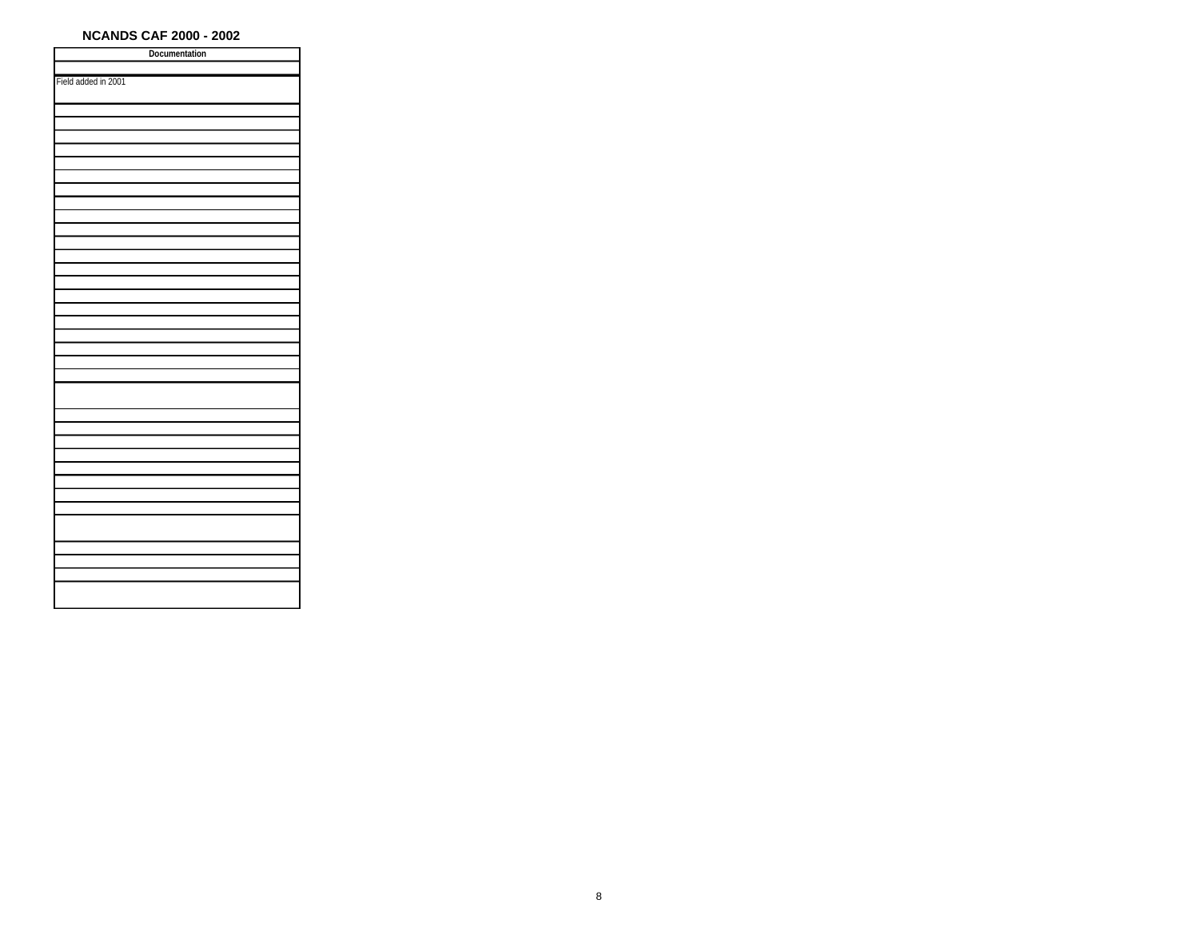**NCANDS CAF 2000 - 2002**

| Documentation |
|---|
| |
| Field added in 2001 |
| |
| |
| |
| |
| |
| |
| |
| |
| |
| |
| |
| |
| |
| |
| |
| |
| |
| |
| |
| |
| |
| |
| |
| |
| |
| |
| |
| |
| |
| |
| |
| |
| |
| |
| |
| |
| |